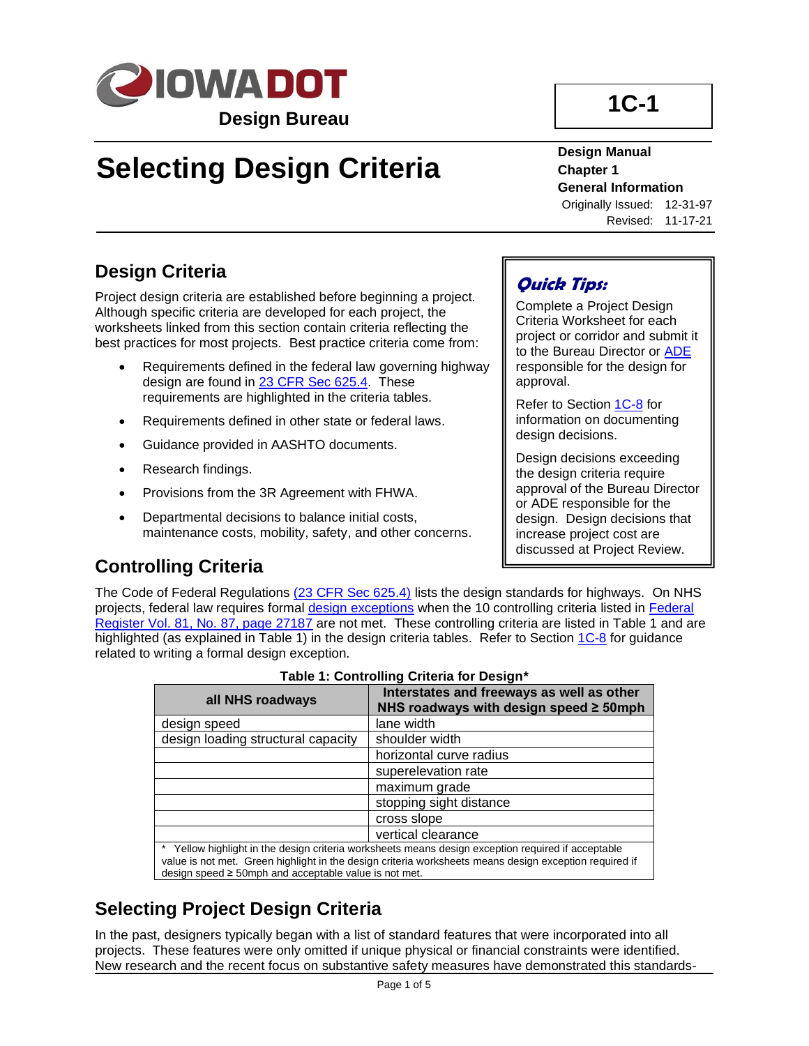**IOWA DOT**

**Design Bureau**

**1C-1**

# Selecting Design Criteria

**Design Manual**
**Chapter 1**
**General Information**
Originally Issued: 12-31-97
Revised: 11-17-21

## Design Criteria

Project design criteria are established before beginning a project. Although specific criteria are developed for each project, the worksheets linked from this section contain criteria reflecting the best practices for most projects. Best practice criteria come from:

- Requirements defined in the federal law governing highway design are found in 23 CFR Sec 625.4. These requirements are highlighted in the criteria tables.
- Requirements defined in other state or federal laws.
- Guidance provided in AASHTO documents.
- Research findings.
- Provisions from the 3R Agreement with FHWA.
- Departmental decisions to balance initial costs, maintenance costs, mobility, safety, and other concerns.

> ***Quick Tips:***
>
> Complete a Project Design Criteria Worksheet for each project or corridor and submit it to the Bureau Director or ADE responsible for the design for approval.
>
> Refer to Section 1C-8 for information on documenting design decisions.
>
> Design decisions exceeding the design criteria require approval of the Bureau Director or ADE responsible for the design. Design decisions that increase project cost are discussed at Project Review.

## Controlling Criteria

The Code of Federal Regulations (23 CFR Sec 625.4) lists the design standards for highways. On NHS projects, federal law requires formal design exceptions when the 10 controlling criteria listed in Federal Register Vol. 81, No. 87, page 27187 are not met. These controlling criteria are listed in Table 1 and are highlighted (as explained in Table 1) in the design criteria tables. Refer to Section 1C-8 for guidance related to writing a formal design exception.

**Table 1: Controlling Criteria for Design***

| all NHS roadways | Interstates and freeways as well as other NHS roadways with design speed ≥ 50mph |
|---|---|
| design speed | lane width |
| design loading structural capacity | shoulder width |
| | horizontal curve radius |
| | superelevation rate |
| | maximum grade |
| | stopping sight distance |
| | cross slope |
| | vertical clearance |

\* Yellow highlight in the design criteria worksheets means design exception required if acceptable value is not met. Green highlight in the design criteria worksheets means design exception required if design speed ≥ 50mph and acceptable value is not met.

## Selecting Project Design Criteria

In the past, designers typically began with a list of standard features that were incorporated into all projects. These features were only omitted if unique physical or financial constraints were identified. New research and the recent focus on substantive safety measures have demonstrated this standards-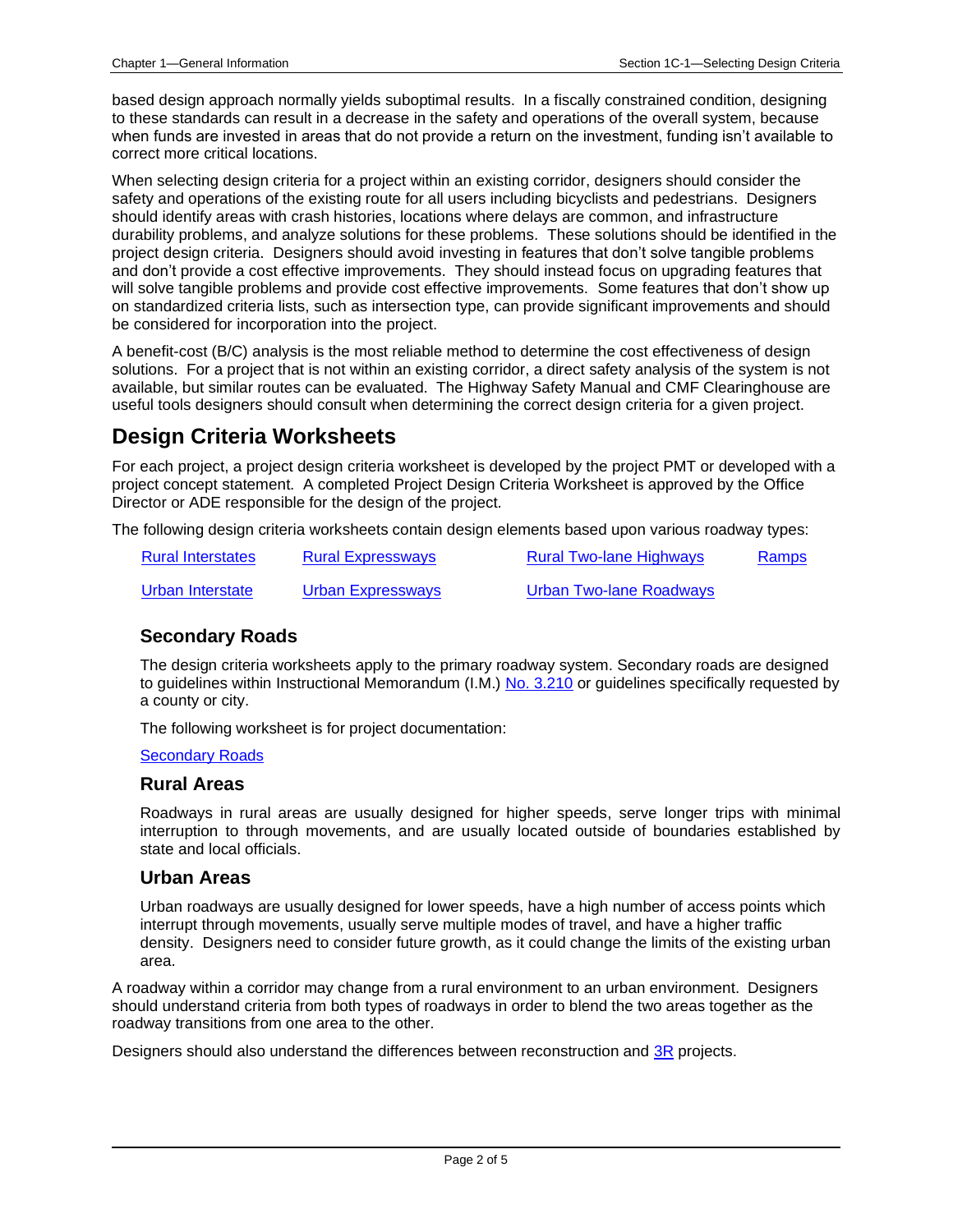based design approach normally yields suboptimal results. In a fiscally constrained condition, designing to these standards can result in a decrease in the safety and operations of the overall system, because when funds are invested in areas that do not provide a return on the investment, funding isn't available to correct more critical locations.

When selecting design criteria for a project within an existing corridor, designers should consider the safety and operations of the existing route for all users including bicyclists and pedestrians. Designers should identify areas with crash histories, locations where delays are common, and infrastructure durability problems, and analyze solutions for these problems. These solutions should be identified in the project design criteria. Designers should avoid investing in features that don't solve tangible problems and don't provide a cost effective improvements. They should instead focus on upgrading features that will solve tangible problems and provide cost effective improvements. Some features that don't show up on standardized criteria lists, such as intersection type, can provide significant improvements and should be considered for incorporation into the project.

A benefit-cost (B/C) analysis is the most reliable method to determine the cost effectiveness of design solutions. For a project that is not within an existing corridor, a direct safety analysis of the system is not available, but similar routes can be evaluated. The Highway Safety Manual and CMF Clearinghouse are useful tools designers should consult when determining the correct design criteria for a given project.

# Design Criteria Worksheets

For each project, a project design criteria worksheet is developed by the project PMT or developed with a project concept statement. A completed Project Design Criteria Worksheet is approved by the Office Director or ADE responsible for the design of the project.

The following design criteria worksheets contain design elements based upon various roadway types:

- Rural Interstates
- Rural Expressways
- Rural Two-lane Highways
- Ramps
- Urban Interstate
- Urban Expressways
- Urban Two-lane Roadways

## Secondary Roads

The design criteria worksheets apply to the primary roadway system. Secondary roads are designed to guidelines within Instructional Memorandum (I.M.) No. 3.210 or guidelines specifically requested by a county or city.

The following worksheet is for project documentation:

Secondary Roads

## Rural Areas

Roadways in rural areas are usually designed for higher speeds, serve longer trips with minimal interruption to through movements, and are usually located outside of boundaries established by state and local officials.

## Urban Areas

Urban roadways are usually designed for lower speeds, have a high number of access points which interrupt through movements, usually serve multiple modes of travel, and have a higher traffic density. Designers need to consider future growth, as it could change the limits of the existing urban area.

A roadway within a corridor may change from a rural environment to an urban environment. Designers should understand criteria from both types of roadways in order to blend the two areas together as the roadway transitions from one area to the other.

Designers should also understand the differences between reconstruction and 3R projects.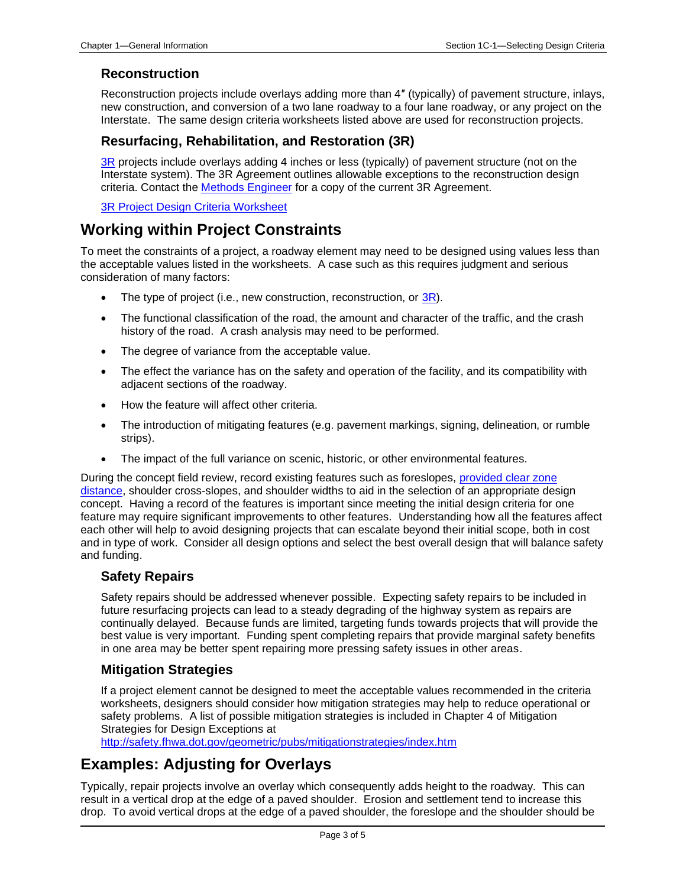### Reconstruction

Reconstruction projects include overlays adding more than 4″ (typically) of pavement structure, inlays, new construction, and conversion of a two lane roadway to a four lane roadway, or any project on the Interstate. The same design criteria worksheets listed above are used for reconstruction projects.

### Resurfacing, Rehabilitation, and Restoration (3R)

3R projects include overlays adding 4 inches or less (typically) of pavement structure (not on the Interstate system). The 3R Agreement outlines allowable exceptions to the reconstruction design criteria. Contact the Methods Engineer for a copy of the current 3R Agreement.

3R Project Design Criteria Worksheet

## Working within Project Constraints

To meet the constraints of a project, a roadway element may need to be designed using values less than the acceptable values listed in the worksheets. A case such as this requires judgment and serious consideration of many factors:

- The type of project (i.e., new construction, reconstruction, or 3R).
- The functional classification of the road, the amount and character of the traffic, and the crash history of the road. A crash analysis may need to be performed.
- The degree of variance from the acceptable value.
- The effect the variance has on the safety and operation of the facility, and its compatibility with adjacent sections of the roadway.
- How the feature will affect other criteria.
- The introduction of mitigating features (e.g. pavement markings, signing, delineation, or rumble strips).
- The impact of the full variance on scenic, historic, or other environmental features.

During the concept field review, record existing features such as foreslopes, provided clear zone distance, shoulder cross-slopes, and shoulder widths to aid in the selection of an appropriate design concept. Having a record of the features is important since meeting the initial design criteria for one feature may require significant improvements to other features. Understanding how all the features affect each other will help to avoid designing projects that can escalate beyond their initial scope, both in cost and in type of work. Consider all design options and select the best overall design that will balance safety and funding.

### Safety Repairs

Safety repairs should be addressed whenever possible. Expecting safety repairs to be included in future resurfacing projects can lead to a steady degrading of the highway system as repairs are continually delayed. Because funds are limited, targeting funds towards projects that will provide the best value is very important. Funding spent completing repairs that provide marginal safety benefits in one area may be better spent repairing more pressing safety issues in other areas.

### Mitigation Strategies

If a project element cannot be designed to meet the acceptable values recommended in the criteria worksheets, designers should consider how mitigation strategies may help to reduce operational or safety problems. A list of possible mitigation strategies is included in Chapter 4 of Mitigation Strategies for Design Exceptions at
http://safety.fhwa.dot.gov/geometric/pubs/mitigationstrategies/index.htm

## Examples: Adjusting for Overlays

Typically, repair projects involve an overlay which consequently adds height to the roadway. This can result in a vertical drop at the edge of a paved shoulder. Erosion and settlement tend to increase this drop. To avoid vertical drops at the edge of a paved shoulder, the foreslope and the shoulder should be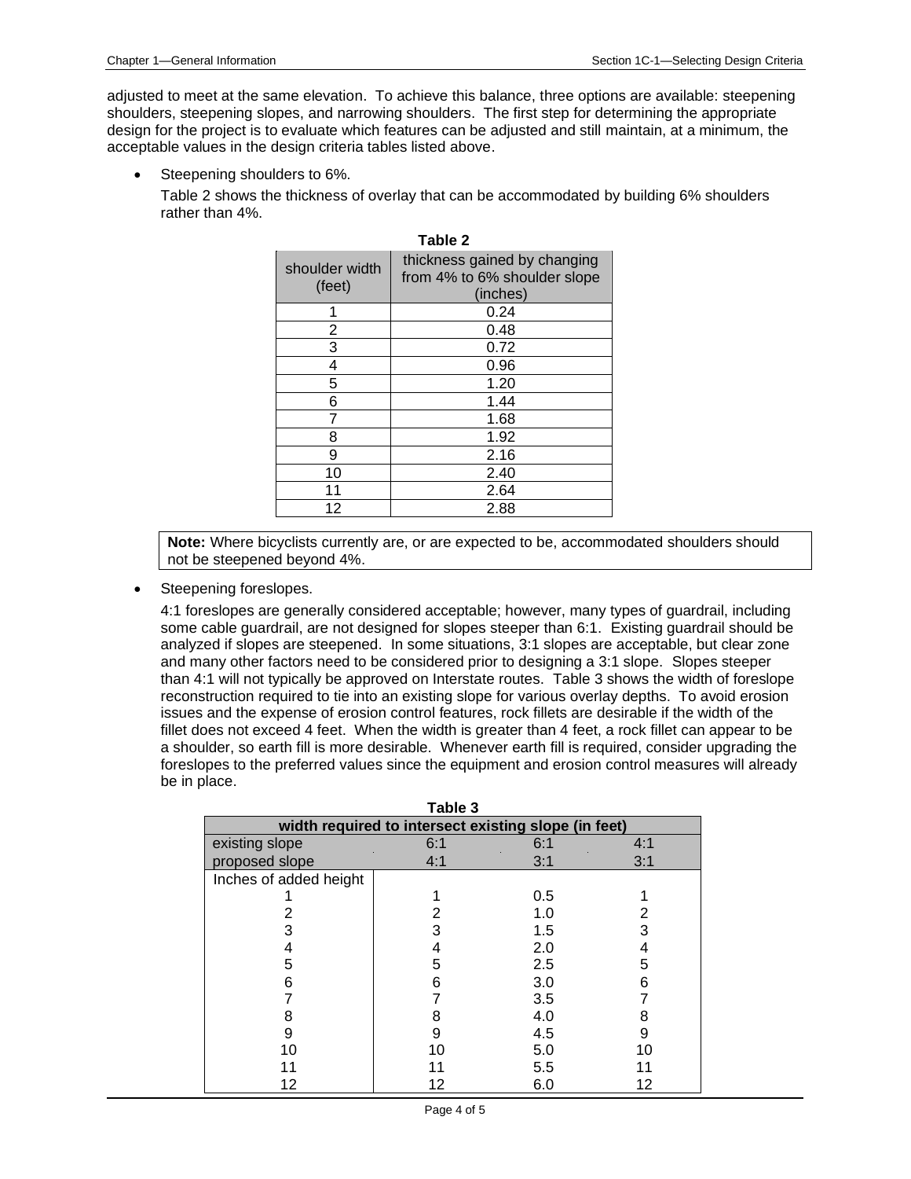adjusted to meet at the same elevation. To achieve this balance, three options are available: steepening shoulders, steepening slopes, and narrowing shoulders. The first step for determining the appropriate design for the project is to evaluate which features can be adjusted and still maintain, at a minimum, the acceptable values in the design criteria tables listed above.

- Steepening shoulders to 6%.

  Table 2 shows the thickness of overlay that can be accommodated by building 6% shoulders rather than 4%.

**Table 2**

| shoulder width (feet) | thickness gained by changing from 4% to 6% shoulder slope (inches) |
|---|---|
| 1 | 0.24 |
| 2 | 0.48 |
| 3 | 0.72 |
| 4 | 0.96 |
| 5 | 1.20 |
| 6 | 1.44 |
| 7 | 1.68 |
| 8 | 1.92 |
| 9 | 2.16 |
| 10 | 2.40 |
| 11 | 2.64 |
| 12 | 2.88 |

> **Note:** Where bicyclists currently are, or are expected to be, accommodated shoulders should not be steepened beyond 4%.

- Steepening foreslopes.

  4:1 foreslopes are generally considered acceptable; however, many types of guardrail, including some cable guardrail, are not designed for slopes steeper than 6:1. Existing guardrail should be analyzed if slopes are steepened. In some situations, 3:1 slopes are acceptable, but clear zone and many other factors need to be considered prior to designing a 3:1 slope. Slopes steeper than 4:1 will not typically be approved on Interstate routes. Table 3 shows the width of foreslope reconstruction required to tie into an existing slope for various overlay depths. To avoid erosion issues and the expense of erosion control features, rock fillets are desirable if the width of the fillet does not exceed 4 feet. When the width is greater than 4 feet, a rock fillet can appear to be a shoulder, so earth fill is more desirable. Whenever earth fill is required, consider upgrading the foreslopes to the preferred values since the equipment and erosion control measures will already be in place.

**Table 3**

| width required to intersect existing slope (in feet) | | | |
|---|---|---|---|
| existing slope | 6:1 | 6:1 | 4:1 |
| proposed slope | 4:1 | 3:1 | 3:1 |
| Inches of added height | | | |
| 1 | 1 | 0.5 | 1 |
| 2 | 2 | 1.0 | 2 |
| 3 | 3 | 1.5 | 3 |
| 4 | 4 | 2.0 | 4 |
| 5 | 5 | 2.5 | 5 |
| 6 | 6 | 3.0 | 6 |
| 7 | 7 | 3.5 | 7 |
| 8 | 8 | 4.0 | 8 |
| 9 | 9 | 4.5 | 9 |
| 10 | 10 | 5.0 | 10 |
| 11 | 11 | 5.5 | 11 |
| 12 | 12 | 6.0 | 12 |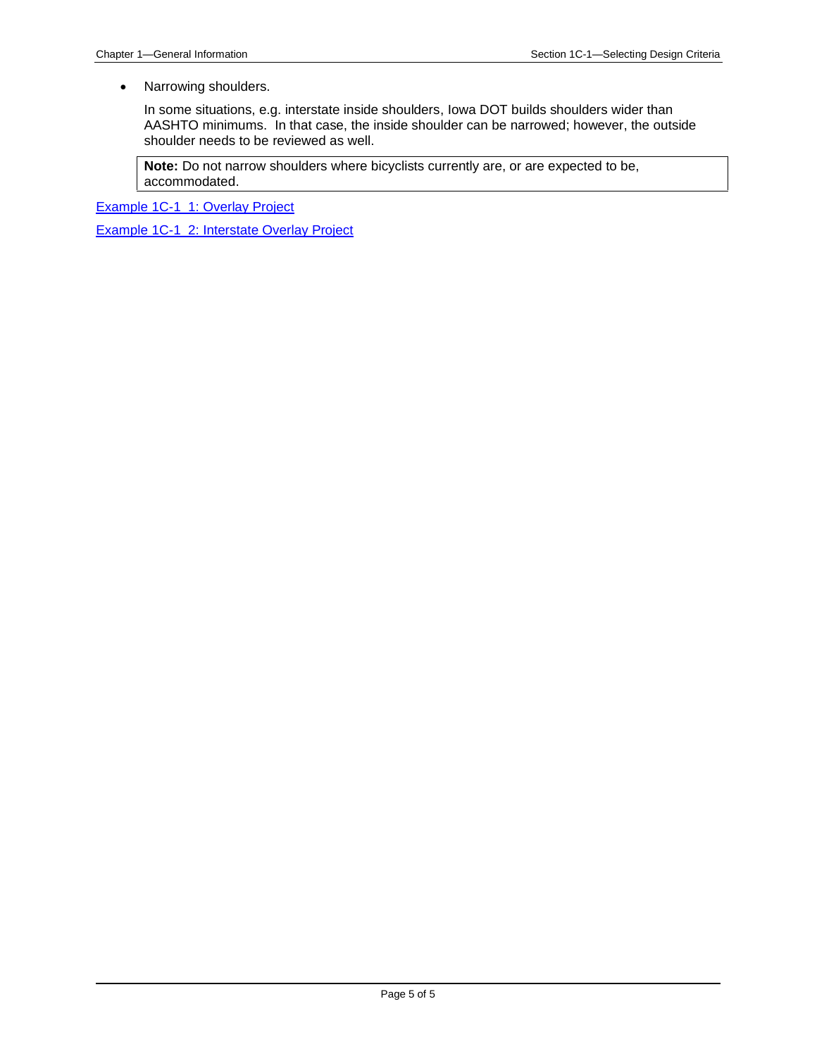- Narrowing shoulders.

  In some situations, e.g. interstate inside shoulders, Iowa DOT builds shoulders wider than AASHTO minimums. In that case, the inside shoulder can be narrowed; however, the outside shoulder needs to be reviewed as well.

> **Note:** Do not narrow shoulders where bicyclists currently are, or are expected to be, accommodated.

Example 1C-1_1: Overlay Project

Example 1C-1_2: Interstate Overlay Project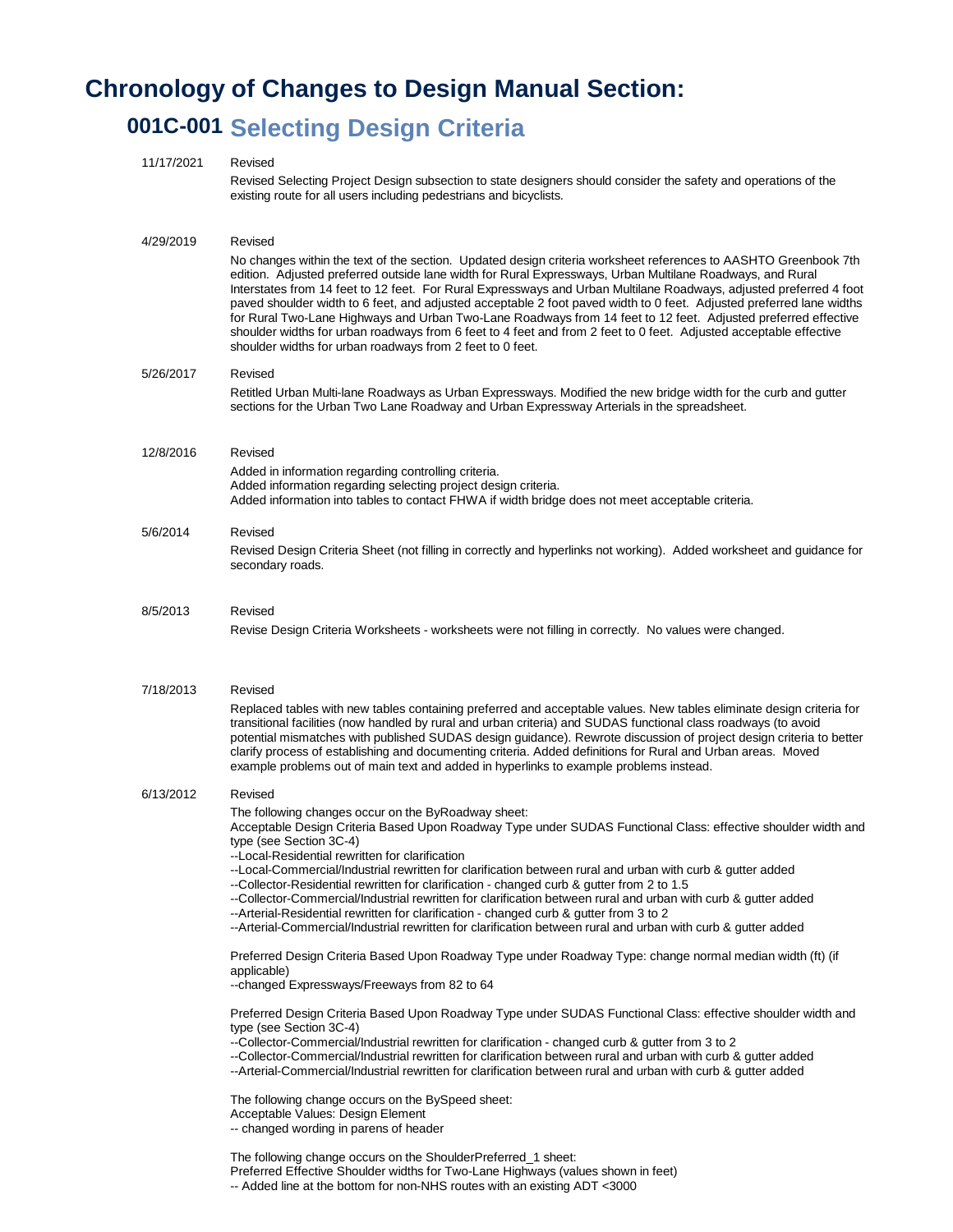# Chronology of Changes to Design Manual Section:

## 001C-001 Selecting Design Criteria

**11/17/2021** Revised

Revised Selecting Project Design subsection to state designers should consider the safety and operations of the existing route for all users including pedestrians and bicyclists.

**4/29/2019** Revised

No changes within the text of the section. Updated design criteria worksheet references to AASHTO Greenbook 7th edition. Adjusted preferred outside lane width for Rural Expressways, Urban Multilane Roadways, and Rural Interstates from 14 feet to 12 feet. For Rural Expressways and Urban Multilane Roadways, adjusted preferred 4 foot paved shoulder width to 6 feet, and adjusted acceptable 2 foot paved width to 0 feet. Adjusted preferred lane widths for Rural Two-Lane Highways and Urban Two-Lane Roadways from 14 feet to 12 feet. Adjusted preferred effective shoulder widths for urban roadways from 6 feet to 4 feet and from 2 feet to 0 feet. Adjusted acceptable effective shoulder widths for urban roadways from 2 feet to 0 feet.

**5/26/2017** Revised

Retitled Urban Multi-lane Roadways as Urban Expressways. Modified the new bridge width for the curb and gutter sections for the Urban Two Lane Roadway and Urban Expressway Arterials in the spreadsheet.

**12/8/2016** Revised

Added in information regarding controlling criteria.
Added information regarding selecting project design criteria.
Added information into tables to contact FHWA if width bridge does not meet acceptable criteria.

**5/6/2014** Revised

Revised Design Criteria Sheet (not filling in correctly and hyperlinks not working). Added worksheet and guidance for secondary roads.

**8/5/2013** Revised

Revise Design Criteria Worksheets - worksheets were not filling in correctly. No values were changed.

**7/18/2013** Revised

Replaced tables with new tables containing preferred and acceptable values. New tables eliminate design criteria for transitional facilities (now handled by rural and urban criteria) and SUDAS functional class roadways (to avoid potential mismatches with published SUDAS design guidance). Rewrote discussion of project design criteria to better clarify process of establishing and documenting criteria. Added definitions for Rural and Urban areas. Moved example problems out of main text and added in hyperlinks to example problems instead.

**6/13/2012** Revised

The following changes occur on the ByRoadway sheet:
Acceptable Design Criteria Based Upon Roadway Type under SUDAS Functional Class: effective shoulder width and type (see Section 3C-4)
--Local-Residential rewritten for clarification
--Local-Commercial/Industrial rewritten for clarification between rural and urban with curb & gutter added
--Collector-Residential rewritten for clarification - changed curb & gutter from 2 to 1.5
--Collector-Commercial/Industrial rewritten for clarification between rural and urban with curb & gutter added
--Arterial-Residential rewritten for clarification - changed curb & gutter from 3 to 2
--Arterial-Commercial/Industrial rewritten for clarification between rural and urban with curb & gutter added

Preferred Design Criteria Based Upon Roadway Type under Roadway Type: change normal median width (ft) (if applicable)
--changed Expressways/Freeways from 82 to 64

Preferred Design Criteria Based Upon Roadway Type under SUDAS Functional Class: effective shoulder width and type (see Section 3C-4)
--Collector-Commercial/Industrial rewritten for clarification - changed curb & gutter from 3 to 2
--Collector-Commercial/Industrial rewritten for clarification between rural and urban with curb & gutter added
--Arterial-Commercial/Industrial rewritten for clarification between rural and urban with curb & gutter added

The following change occurs on the BySpeed sheet:
Acceptable Values: Design Element
-- changed wording in parens of header

The following change occurs on the ShoulderPreferred_1 sheet:
Preferred Effective Shoulder widths for Two-Lane Highways (values shown in feet)
-- Added line at the bottom for non-NHS routes with an existing ADT <3000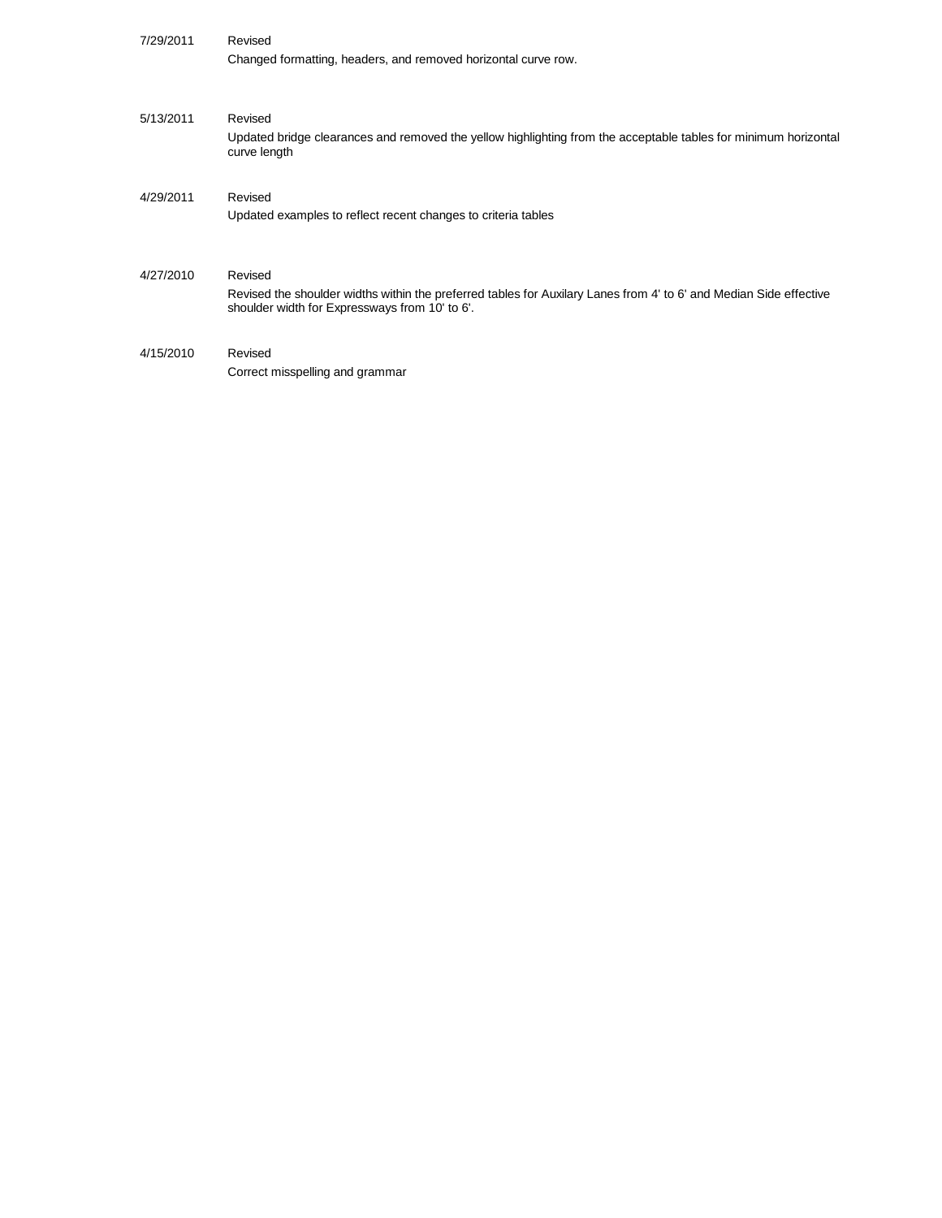7/29/2011 Revised

Changed formatting, headers, and removed horizontal curve row.

5/13/2011 Revised

Updated bridge clearances and removed the yellow highlighting from the acceptable tables for minimum horizontal curve length

4/29/2011 Revised

Updated examples to reflect recent changes to criteria tables

4/27/2010 Revised

Revised the shoulder widths within the preferred tables for Auxilary Lanes from 4' to 6' and Median Side effective shoulder width for Expressways from 10' to 6'.

4/15/2010 Revised

Correct misspelling and grammar